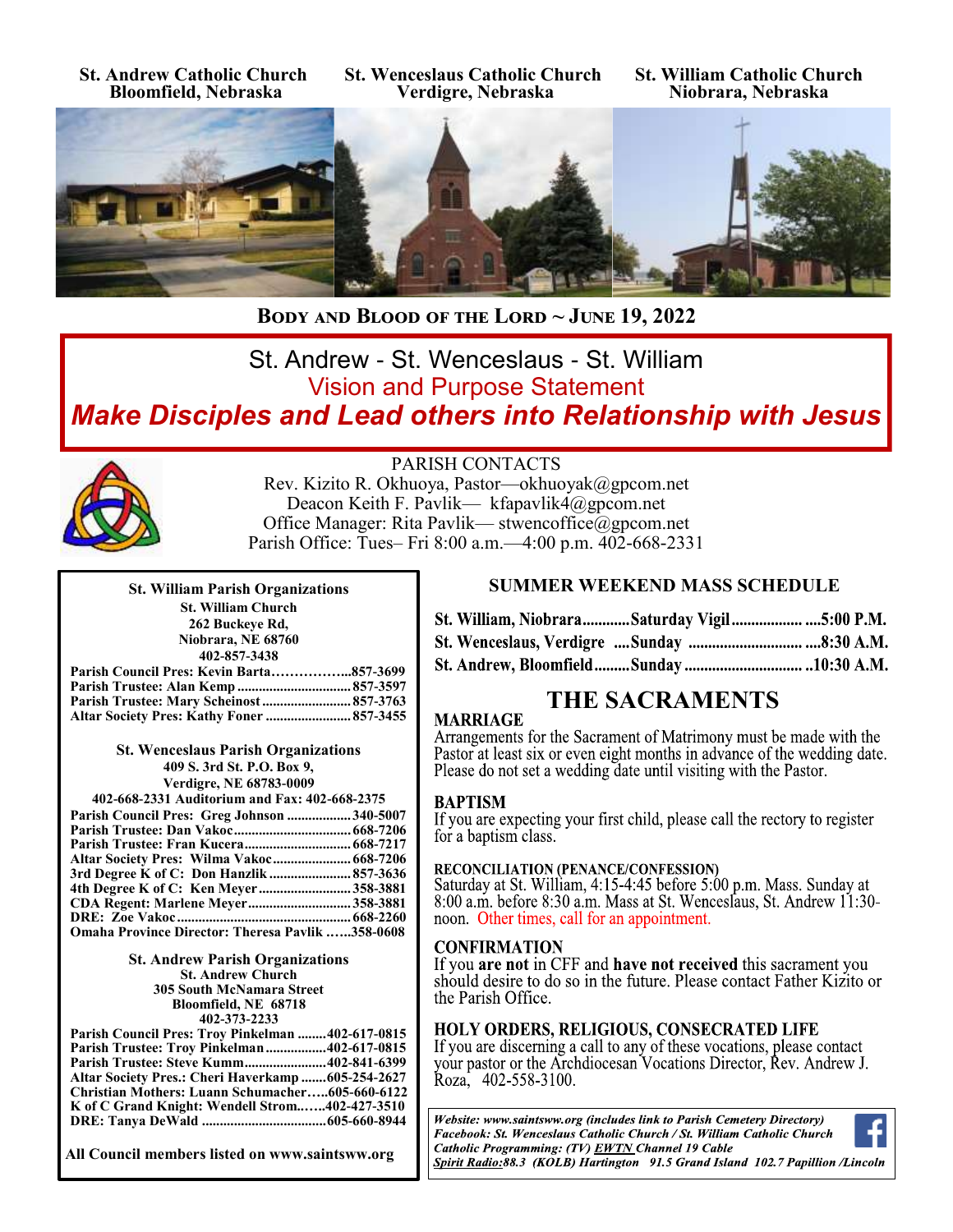**St. Andrew Catholic Church**
**Bloomfield, Nebraska**

**St. Wenceslaus Catholic Church**
**Verdigre, Nebraska**

**St. William Catholic Church**
**Niobrara, Nebraska**

## Body and Blood of the Lord ~ June 19, 2022

St. Andrew - St. Wenceslaus - St. William
Vision and Purpose Statement
***Make Disciples and Lead others into Relationship with Jesus***

PARISH CONTACTS
Rev. Kizito R. Okhuoya, Pastor—okhuoyak@gpcom.net
Deacon Keith F. Pavlik— kfapavlik4@gpcom.net
Office Manager: Rita Pavlik— stwencoffice@gpcom.net
Parish Office: Tues– Fri 8:00 a.m.—4:00 p.m. 402-668-2331

**St. William Parish Organizations**
**St. William Church**
**262 Buckeye Rd,**
**Niobrara, NE 68760**
**402-857-3438**

**Parish Council Pres: Kevin Barta……………...857-3699**
**Parish Trustee: Alan Kemp ............................... 857-3597**
**Parish Trustee: Mary Scheinost ......................... 857-3763**
**Altar Society Pres: Kathy Foner ........................ 857-3455**

**St. Wenceslaus Parish Organizations**
**409 S. 3rd St. P.O. Box 9,**
**Verdigre, NE 68783-0009**
**402-668-2331 Auditorium and Fax: 402-668-2375**

**Parish Council Pres: Greg Johnson .................. 340-5007**
**Parish Trustee: Dan Vakoc................................ 668-7206**
**Parish Trustee: Fran Kucera.............................. 668-7217**
**Altar Society Pres: Wilma Vakoc...................... 668-7206**
**3rd Degree K of C: Don Hanzlik ....................... 857-3636**
**4th Degree K of C: Ken Meyer.......................... 358-3881**
**CDA Regent: Marlene Meyer............................. 358-3881**
**DRE: Zoe Vakoc ................................................ 668-2260**
**Omaha Province Director: Theresa Pavlik ……358-0608**

**St. Andrew Parish Organizations**
**St. Andrew Church**
**305 South McNamara Street**
**Bloomfield, NE 68718**
**402-373-2233**

**Parish Council Pres: Troy Pinkelman ........402-617-0815**
**Parish Trustee: Troy Pinkelman.................402-617-0815**
**Parish Trustee: Steve Kumm.......................402-841-6399**
**Altar Society Pres.: Cheri Haverkamp .......605-254-2627**
**Christian Mothers: Luann Schumacher…..605-660-6122**
**K of C Grand Knight: Wendell Strom...…..402-427-3510**
**DRE: Tanya DeWald ..................................605-660-8944**

**All Council members listed on www.saintsww.org**

### SUMMER WEEKEND MASS SCHEDULE

**St. William, Niobrara............Saturday Vigil.................. ....5:00 P.M.**
**St. Wenceslaus, Verdigre ....Sunday ............................. ....8:30 A.M.**
**St. Andrew, Bloomfield.........Sunday .............................. ..10:30 A.M.**

## THE SACRAMENTS

**MARRIAGE**
Arrangements for the Sacrament of Matrimony must be made with the Pastor at least six or even eight months in advance of the wedding date. Please do not set a wedding date until visiting with the Pastor.

**BAPTISM**
If you are expecting your first child, please call the rectory to register for a baptism class.

**RECONCILIATION (PENANCE/CONFESSION)**
Saturday at St. William, 4:15-4:45 before 5:00 p.m. Mass. Sunday at 8:00 a.m. before 8:30 a.m. Mass at St. Wenceslaus, St. Andrew 11:30-noon. Other times, call for an appointment.

**CONFIRMATION**
If you **are not** in CFF and **have not received** this sacrament you should desire to do so in the future. Please contact Father Kizito or the Parish Office.

**HOLY ORDERS, RELIGIOUS, CONSECRATED LIFE**
If you are discerning a call to any of these vocations, please contact your pastor or the Archdiocesan Vocations Director, Rev. Andrew J. Roza, 402-558-3100.

*Website: www.saintsww.org (includes link to Parish Cemetery Directory)*
*Facebook: St. Wenceslaus Catholic Church / St. William Catholic Church*
*Catholic Programming: (TV) EWTN Channel 19 Cable*
*Spirit Radio:88.3 (KOLB) Hartington 91.5 Grand Island 102.7 Papillion /Lincoln*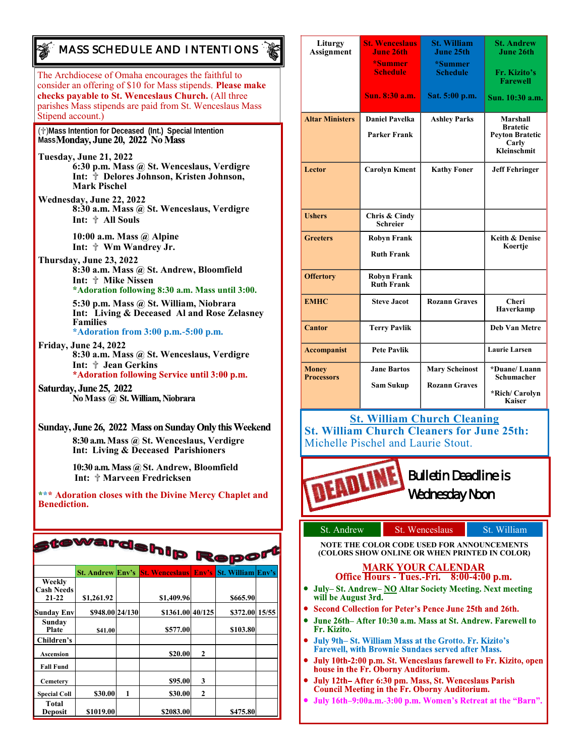# MASS SCHEDULE AND INTENTIONS

The Archdiocese of Omaha encourages the faithful to consider an offering of $10 for Mass stipends. **Please make checks payable to St. Wenceslaus Church.** (All three parishes Mass stipends are paid from St. Wenceslaus Mass Stipend account.)

(☨)Mass Intention for Deceased (Int.) Special Intention Mass

**Monday, June 20, 2022 No Mass**

**Tuesday, June 21, 2022**
- 6:30 p.m. Mass @ St. Wenceslaus, Verdigre
  Int: ☨ Delores Johnson, Kristen Johnson, Mark Pischel

**Wednesday, June 22, 2022**
- 8:30 a.m. Mass @ St. Wenceslaus, Verdigre
  Int: ☨ All Souls
- 10:00 a.m. Mass @ Alpine
  Int: ☨ Wm Wandrey Jr.

**Thursday, June 23, 2022**
- 8:30 a.m. Mass @ St. Andrew, Bloomfield
  Int: ☨ Mike Nissen
  *Adoration following 8:30 a.m. Mass until 3:00.
- 5:30 p.m. Mass @ St. William, Niobrara
  Int: Living & Deceased Al and Rose Zelasney Families
  *Adoration from 3:00 p.m.-5:00 p.m.

**Friday, June 24, 2022**
- 8:30 a.m. Mass @ St. Wenceslaus, Verdigre
  Int: ☨ Jean Gerkins
  *Adoration following Service until 3:00 p.m.

**Saturday, June 25, 2022**
- No Mass @ St. William, Niobrara

**Sunday, June 26, 2022 Mass on Sunday Only this Weekend**
- 8:30 a.m. Mass @ St. Wenceslaus, Verdigre
  Int: Living & Deceased Parishioners
- 10:30 a.m. Mass @ St. Andrew, Bloomfield
  Int: ☨ Marveen Fredricksen

*** Adoration closes with the Divine Mercy Chaplet and Benediction.

# Stewardship Report

| | St. Andrew | Env's | St. Wenceslaus | Env's | St. William | Env's |
|---|---|---|---|---|---|---|
| Weekly Cash Needs 21-22 | $1,261.92 | | $1,409.96 | | $665.90 | |
| Sunday Env | $948.00 | 24/130 | $1361.00 | 40/125 | $372.00 | 15/55 |
| Sunday Plate | $41.00 | | $577.00 | | $103.80 | |
| Children's | | | | | | |
| Ascension | | | $20.00 | 2 | | |
| Fall Fund | | | | | | |
| Cemetery | | | $95.00 | 3 | | |
| Special Coll | $30.00 | 1 | $30.00 | 2 | | |
| Total Deposit | $1019.00 | | $2083.00 | | $475.80 | |

| Liturgy Assignment | St. Wenceslaus June 26th *Summer Schedule Sun. 8:30 a.m. | St. William June 25th *Summer Schedule Sat. 5:00 p.m. | St. Andrew June 26th Fr. Kizito's Farewell Sun. 10:30 a.m. |
|---|---|---|---|
| Altar Ministers | Daniel Pavelka, Parker Frank | Ashley Parks | Marshall Bratetic, Peyton Bratetic, Carly Kleinschmit |
| Lector | Carolyn Kment | Kathy Foner | Jeff Fehringer |
| Ushers | Chris & Cindy Schreier | | |
| Greeters | Robyn Frank, Ruth Frank | | Keith & Denise Koertje |
| Offertory | Robyn Frank, Ruth Frank | | |
| EMHC | Steve Jacot | Rozann Graves | Cheri Haverkamp |
| Cantor | Terry Pavlik | | Deb Van Metre |
| Accompanist | Pete Pavlik | | Laurie Larsen |
| Money Processors | Jane Bartos, Sam Sukup | Mary Scheinost, Rozann Graves | *Duane/ Luann Schumacher, *Rich/ Carolyn Kaiser |

## St. William Church Cleaning

**St. William Church Cleaners for June 25th:**
Michelle Pischel and Laurie Stout.

DEADLINE

**Bulletin Deadline is Wednesday Noon**

St. Andrew | St. Wenceslaus | St. William

NOTE THE COLOR CODE USED FOR ANNOUNCEMENTS (COLORS SHOW ONLINE OR WHEN PRINTED IN COLOR)

## MARK YOUR CALENDAR
## Office Hours - Tues.-Fri. 8:00-4:00 p.m.

- July– St. Andrew– NO Altar Society Meeting. Next meeting will be August 3rd.
- Second Collection for Peter's Pence June 25th and 26th.
- June 26th– After 10:30 a.m. Mass at St. Andrew. Farewell to Fr. Kizito.
- July 9th– St. William Mass at the Grotto. Fr. Kizito's Farewell, with Brownie Sundaes served after Mass.
- July 10th-2:00 p.m. St. Wenceslaus farewell to Fr. Kizito, open house in the Fr. Oborny Auditorium.
- July 12th– After 6:30 pm. Mass, St. Wenceslaus Parish Council Meeting in the Fr. Oborny Auditorium.
- July 16th–9:00a.m.-3:00 p.m. Women's Retreat at the "Barn".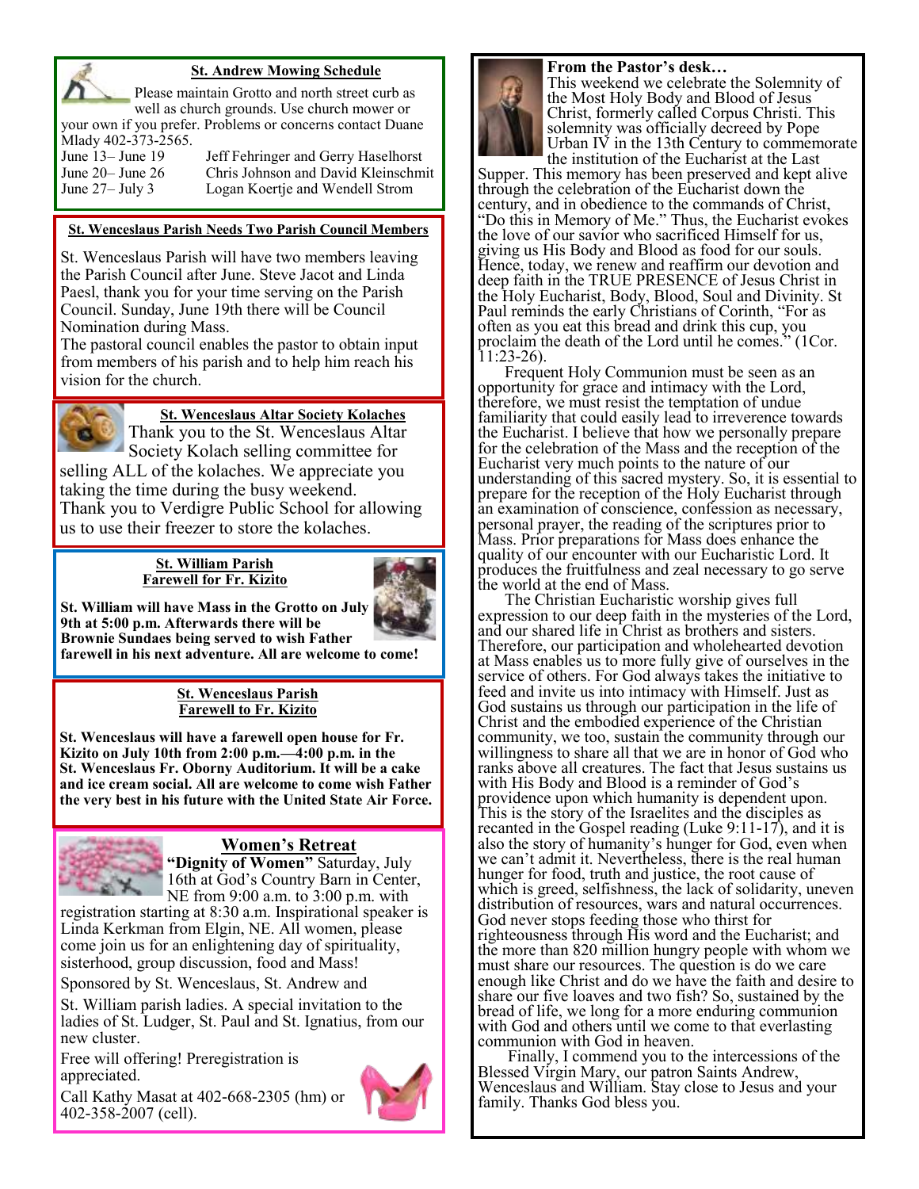### St. Andrew Mowing Schedule

Please maintain Grotto and north street curb as well as church grounds. Use church mower or your own if you prefer. Problems or concerns contact Duane Mlady 402-373-2565.

| | |
|---|---|
| June 13– June 19 | Jeff Fehringer and Gerry Haselhorst |
| June 20– June 26 | Chris Johnson and David Kleinschmit |
| June 27– July 3 | Logan Koertje and Wendell Strom |

### St. Wenceslaus Parish Needs Two Parish Council Members

St. Wenceslaus Parish will have two members leaving the Parish Council after June. Steve Jacot and Linda Paesl, thank you for your time serving on the Parish Council. Sunday, June 19th there will be Council Nomination during Mass.

The pastoral council enables the pastor to obtain input from members of his parish and to help him reach his vision for the church.

### St. Wenceslaus Altar Society Kolaches

Thank you to the St. Wenceslaus Altar Society Kolach selling committee for selling ALL of the kolaches. We appreciate you taking the time during the busy weekend. Thank you to Verdigre Public School for allowing us to use their freezer to store the kolaches.

### St. William Parish Farewell for Fr. Kizito

**St. William will have Mass in the Grotto on July 9th at 5:00 p.m. Afterwards there will be Brownie Sundaes being served to wish Father farewell in his next adventure. All are welcome to come!**

### St. Wenceslaus Parish Farewell to Fr. Kizito

**St. Wenceslaus will have a farewell open house for Fr. Kizito on July 10th from 2:00 p.m.—4:00 p.m. in the St. Wenceslaus Fr. Oborny Auditorium. It will be a cake and ice cream social. All are welcome to come wish Father the very best in his future with the United State Air Force.**

### Women's Retreat

**"Dignity of Women"** Saturday, July 16th at God's Country Barn in Center, NE from 9:00 a.m. to 3:00 p.m. with registration starting at 8:30 a.m. Inspirational speaker is Linda Kerkman from Elgin, NE. All women, please come join us for an enlightening day of spirituality, sisterhood, group discussion, food and Mass!

Sponsored by St. Wenceslaus, St. Andrew and St. William parish ladies. A special invitation to the ladies of St. Ludger, St. Paul and St. Ignatius, from our new cluster.

Free will offering! Preregistration is appreciated.

Call Kathy Masat at 402-668-2305 (hm) or 402-358-2007 (cell).

### From the Pastor's desk…

This weekend we celebrate the Solemnity of the Most Holy Body and Blood of Jesus Christ, formerly called Corpus Christi. This solemnity was officially decreed by Pope Urban IV in the 13th Century to commemorate the institution of the Eucharist at the Last Supper. This memory has been preserved and kept alive through the celebration of the Eucharist down the century, and in obedience to the commands of Christ, "Do this in Memory of Me." Thus, the Eucharist evokes the love of our savior who sacrificed Himself for us, giving us His Body and Blood as food for our souls. Hence, today, we renew and reaffirm our devotion and deep faith in the TRUE PRESENCE of Jesus Christ in the Holy Eucharist, Body, Blood, Soul and Divinity. St Paul reminds the early Christians of Corinth, "For as often as you eat this bread and drink this cup, you proclaim the death of the Lord until he comes." (1Cor. 11:23-26).

Frequent Holy Communion must be seen as an opportunity for grace and intimacy with the Lord, therefore, we must resist the temptation of undue familiarity that could easily lead to irreverence towards the Eucharist. I believe that how we personally prepare for the celebration of the Mass and the reception of the Eucharist very much points to the nature of our understanding of this sacred mystery. So, it is essential to prepare for the reception of the Holy Eucharist through an examination of conscience, confession as necessary, personal prayer, the reading of the scriptures prior to Mass. Prior preparations for Mass does enhance the quality of our encounter with our Eucharistic Lord. It produces the fruitfulness and zeal necessary to go serve the world at the end of Mass.

The Christian Eucharistic worship gives full expression to our deep faith in the mysteries of the Lord, and our shared life in Christ as brothers and sisters. Therefore, our participation and wholehearted devotion at Mass enables us to more fully give of ourselves in the service of others. For God always takes the initiative to feed and invite us into intimacy with Himself. Just as God sustains us through our participation in the life of Christ and the embodied experience of the Christian community, we too, sustain the community through our willingness to share all that we are in honor of God who ranks above all creatures. The fact that Jesus sustains us with His Body and Blood is a reminder of God's providence upon which humanity is dependent upon. This is the story of the Israelites and the disciples as recanted in the Gospel reading (Luke 9:11-17), and it is also the story of humanity's hunger for God, even when we can't admit it. Nevertheless, there is the real human hunger for food, truth and justice, the root cause of which is greed, selfishness, the lack of solidarity, uneven distribution of resources, wars and natural occurrences. God never stops feeding those who thirst for righteousness through His word and the Eucharist; and the more than 820 million hungry people with whom we must share our resources. The question is do we care enough like Christ and do we have the faith and desire to share our five loaves and two fish? So, sustained by the bread of life, we long for a more enduring communion with God and others until we come to that everlasting communion with God in heaven.

Finally, I commend you to the intercessions of the Blessed Virgin Mary, our patron Saints Andrew, Wenceslaus and William. Stay close to Jesus and your family. Thanks God bless you.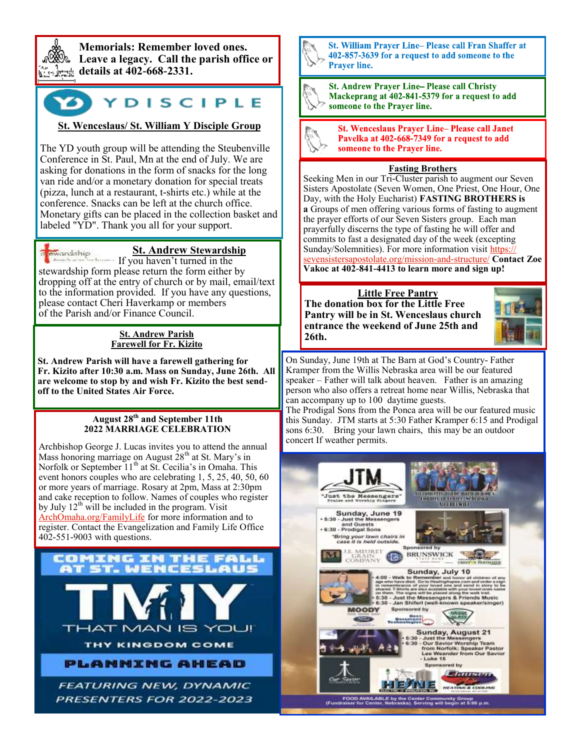**Memorials: Remember loved ones. Leave a legacy. Call the parish office or details at 402-668-2331.**

YDISCIPLE

## St. Wenceslaus/ St. William Y Disciple Group

The YD youth group will be attending the Steubenville Conference in St. Paul, Mn at the end of July. We are asking for donations in the form of snacks for the long van ride and/or a monetary donation for special treats (pizza, lunch at a restaurant, t-shirts etc.) while at the conference. Snacks can be left at the church office. Monetary gifts can be placed in the collection basket and labeled "YD". Thank you all for your support.

## St. Andrew Stewardship

If you haven't turned in the stewardship form please return the form either by dropping off at the entry of church or by mail, email/text to the information provided. If you have any questions, please contact Cheri Haverkamp or members of the Parish and/or Finance Council.

## St. Andrew Parish Farewell for Fr. Kizito

**St. Andrew Parish will have a farewell gathering for Fr. Kizito after 10:30 a.m. Mass on Sunday, June 26th. All are welcome to stop by and wish Fr. Kizito the best send-off to the United States Air Force.**

## August 28th and September 11th 2022 MARRIAGE CELEBRATION

Archbishop George J. Lucas invites you to attend the annual Mass honoring marriage on August 28th at St. Mary's in Norfolk or September 11th at St. Cecilia's in Omaha. This event honors couples who are celebrating 1, 5, 25, 40, 50, 60 or more years of marriage. Rosary at 2pm, Mass at 2:30pm and cake reception to follow. Names of couples who register by July 12th will be included in the program. Visit ArchOmaha.org/FamilyLife for more information and to register. Contact the Evangelization and Family Life Office 402-551-9003 with questions.

COMING IN THE FALL AT ST. WENCESLAUS

TMIY

THAT MAN IS YOU!

THY KINGDOM COME

PLANNING AHEAD

FEATURING NEW, DYNAMIC PRESENTERS FOR 2022-2023

**St. William Prayer Line– Please call Fran Shaffer at 402-857-3639 for a request to add someone to the Prayer line.**

**St. Andrew Prayer Line– Please call Christy Mackeprang at 402-841-5379 for a request to add someone to the Prayer line.**

**St. Wenceslaus Prayer Line– Please call Janet Pavelka at 402-668-7349 for a request to add someone to the Prayer line.**

## Fasting Brothers

Seeking Men in our Tri-Cluster parish to augment our Seven Sisters Apostolate (Seven Women, One Priest, One Hour, One Day, with the Holy Eucharist) **FASTING BROTHERS is a** Groups of men offering various forms of fasting to augment the prayer efforts of our Seven Sisters group. Each man prayerfully discerns the type of fasting he will offer and commits to fast a designated day of the week (excepting Sunday/Solemnities). For more information visit https://sevensistersapostolate.org/mission-and-structure/ **Contact Zoe Vakoc at 402-841-4413 to learn more and sign up!**

## Little Free Pantry

**The donation box for the Little Free Pantry will be in St. Wenceslaus church entrance the weekend of June 25th and 26th.**

On Sunday, June 19th at The Barn at God's Country- Father Kramper from the Willis Nebraska area will be our featured speaker – Father will talk about heaven. Father is an amazing person who also offers a retreat home near Willis, Nebraska that can accompany up to 100 daytime guests.
The Prodigal Sons from the Ponca area will be our featured music this Sunday. JTM starts at 5:30 Father Kramper 6:15 and Prodigal sons 6:30. Bring your lawn chairs, this may be an outdoor concert If weather permits.

JTM "Just the Messengers" Praise and Worship Singers

All concerts at the Barn at God's Country in Center, Nebraska

**Sunday, June 19**
- 5:30 - Just the Messengers and Guests
- 6:30 - Prodigal Sons

*Bring your lawn chairs in case it is held outside.

Sponsored by J.E. Meuret Grain Company, Brunswick State Bank

**Sunday, July 10**
- 4:00 - Walk to Remember and honor all children of any age who have died. Go to Healinghopes.com and order a sign in remembrance of your loved one and send in story to be shared. T-Shirts are also available with your loved ones name on them. The signs will be placed along the walk trail.
- 5:30 - Just the Messengers & Friends Music
- 6:30 - Jan Shiferl (well-known speaker/singer)

Sponsored by Moody

**Sunday, August 21**
- 5:30 - Just the Messengers
- 6:30 - Our Savior Worship Team from Norfolk; Speaker Pastor Lee Weander from Our Savior - Luke 15

Sponsored by Heine

FOOD AVAILABLE by the Center Community Group (Fundraiser for Center, Nebraska). Serving will begin at 5:00 p.m.